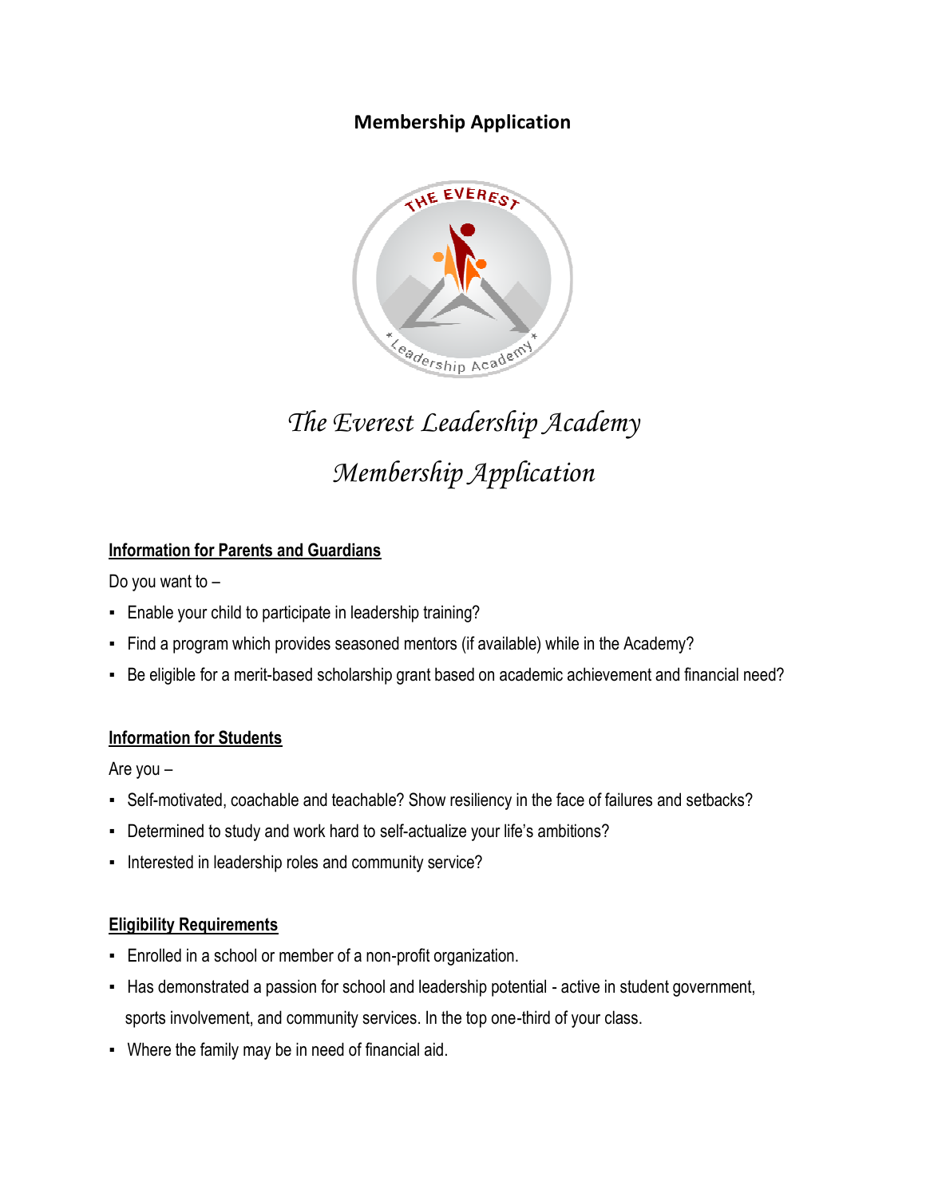# Membership Application

# *The Everest Leadership Academy*

## *Membership Application*

### Information for Parents and Guardians

Do you want to –

- Enable your child to participate in leadership training?
- Find a program which provides seasoned mentors (if available) while in the Academy?
- Be eligible for a merit-based scholarship grant based on academic achievement and financial need?

### Information for Students

Are you –

- Self-motivated, coachable and teachable? Show resiliency in the face of failures and setbacks?
- Determined to study and work hard to self-actualize your life's ambitions?
- Interested in leadership roles and community service?

### Eligibility Requirements

- Enrolled in a school or member of a non-profit organization.
- Has demonstrated a passion for school and leadership potential - active in student government, sports involvement, and community services. In the top one-third of your class.
- Where the family may be in need of financial aid.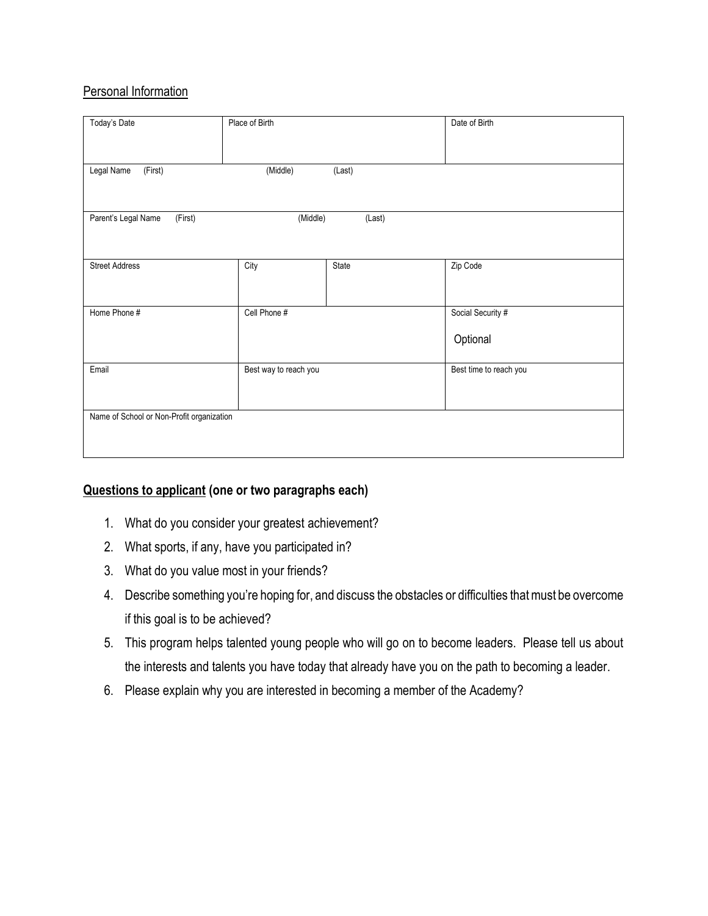Personal Information

| Today's Date | Place of Birth | | Date of Birth |
|---|---|---|---|
| Legal Name (First) (Middle) (Last) | | | |
| Parent's Legal Name (First) (Middle) (Last) | | | |
| Street Address | City | State | Zip Code |
| Home Phone # | Cell Phone # | | Social Security # Optional |
| Email | Best way to reach you | | Best time to reach you |
| Name of School or Non-Profit organization | | | |

**Questions to applicant (one or two paragraphs each)**

1. What do you consider your greatest achievement?
2. What sports, if any, have you participated in?
3. What do you value most in your friends?
4. Describe something you're hoping for, and discuss the obstacles or difficulties that must be overcome if this goal is to be achieved?
5. This program helps talented young people who will go on to become leaders. Please tell us about the interests and talents you have today that already have you on the path to becoming a leader.
6. Please explain why you are interested in becoming a member of the Academy?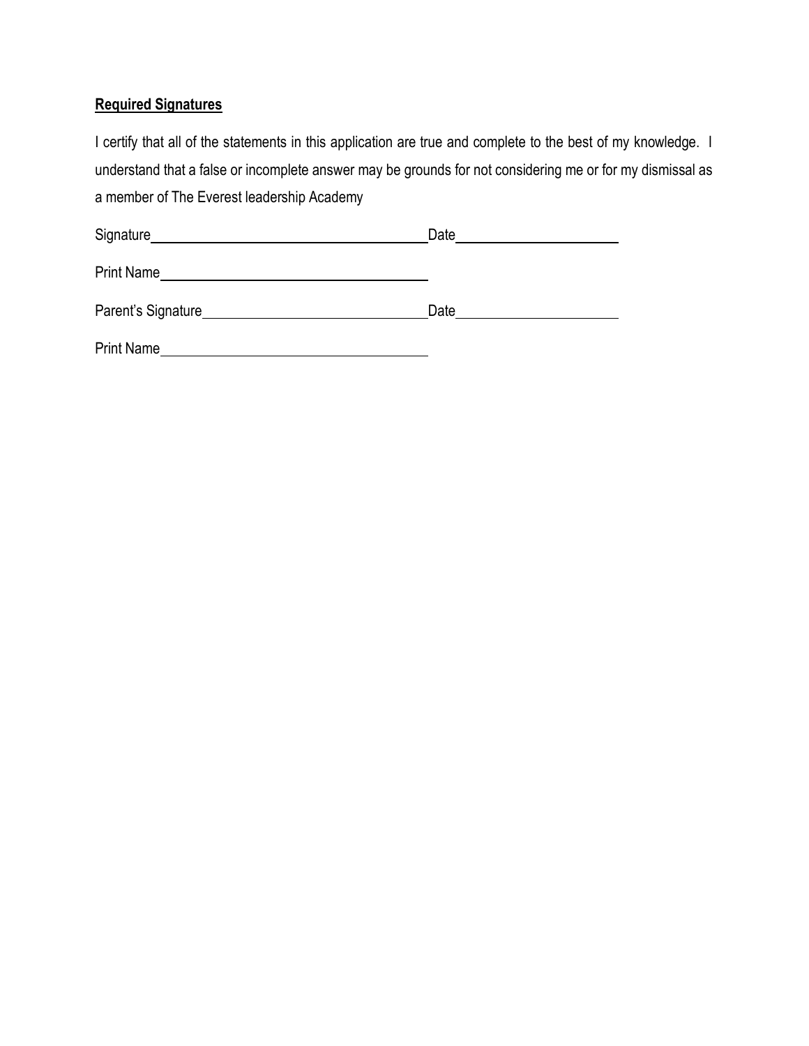**Required Signatures**

I certify that all of the statements in this application are true and complete to the best of my knowledge. I understand that a false or incomplete answer may be grounds for not considering me or for my dismissal as a member of The Everest leadership Academy

Signature\_\_\_\_\_\_\_\_\_\_\_\_\_\_\_\_\_\_\_\_\_\_\_\_\_\_\_\_\_\_\_\_\_\_\_\_\_\_\_\_Date\_\_\_\_\_\_\_\_\_\_\_\_\_\_\_\_\_\_\_\_\_\_\_\_

Print Name\_\_\_\_\_\_\_\_\_\_\_\_\_\_\_\_\_\_\_\_\_\_\_\_\_\_\_\_\_\_\_\_\_\_\_\_\_\_\_

Parent's Signature\_\_\_\_\_\_\_\_\_\_\_\_\_\_\_\_\_\_\_\_\_\_\_\_\_\_\_\_\_\_\_\_\_Date\_\_\_\_\_\_\_\_\_\_\_\_\_\_\_\_\_\_\_\_\_\_\_\_

Print Name\_\_\_\_\_\_\_\_\_\_\_\_\_\_\_\_\_\_\_\_\_\_\_\_\_\_\_\_\_\_\_\_\_\_\_\_\_\_\_